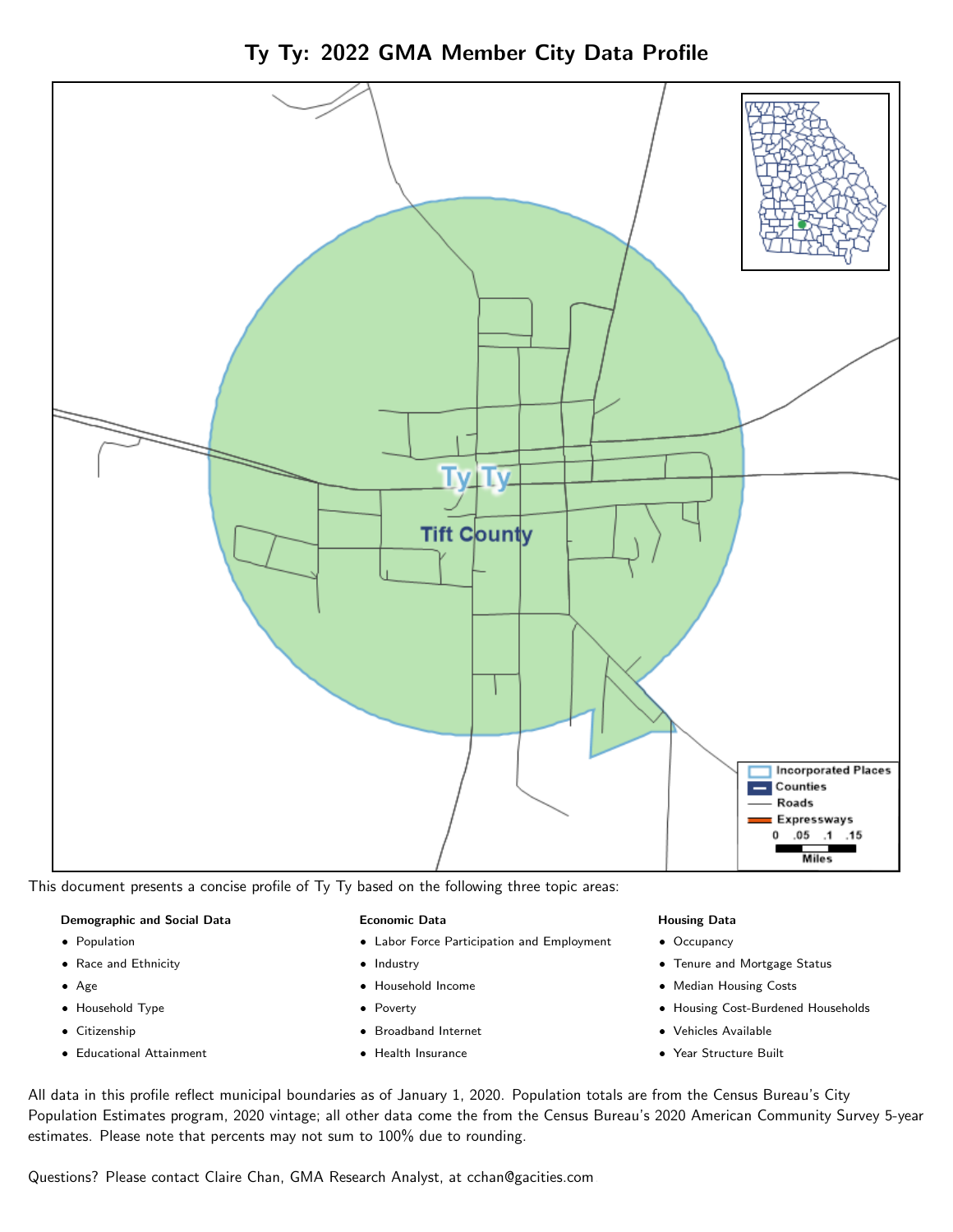# Ty Ty: 2022 GMA Member City Data Profile

This document presents a concise profile of Ty Ty based on the following three topic areas:

**Demographic and Social Data**

- Population
- Race and Ethnicity
- Age
- Household Type
- Citizenship
- Educational Attainment

**Economic Data**

- Labor Force Participation and Employment
- Industry
- Household Income
- Poverty
- Broadband Internet
- Health Insurance

**Housing Data**

- Occupancy
- Tenure and Mortgage Status
- Median Housing Costs
- Housing Cost-Burdened Households
- Vehicles Available
- Year Structure Built

All data in this profile reflect municipal boundaries as of January 1, 2020. Population totals are from the Census Bureau's City Population Estimates program, 2020 vintage; all other data come the from the Census Bureau's 2020 American Community Survey 5-year estimates. Please note that percents may not sum to 100% due to rounding.

Questions? Please contact Claire Chan, GMA Research Analyst, at cchan@gacities.com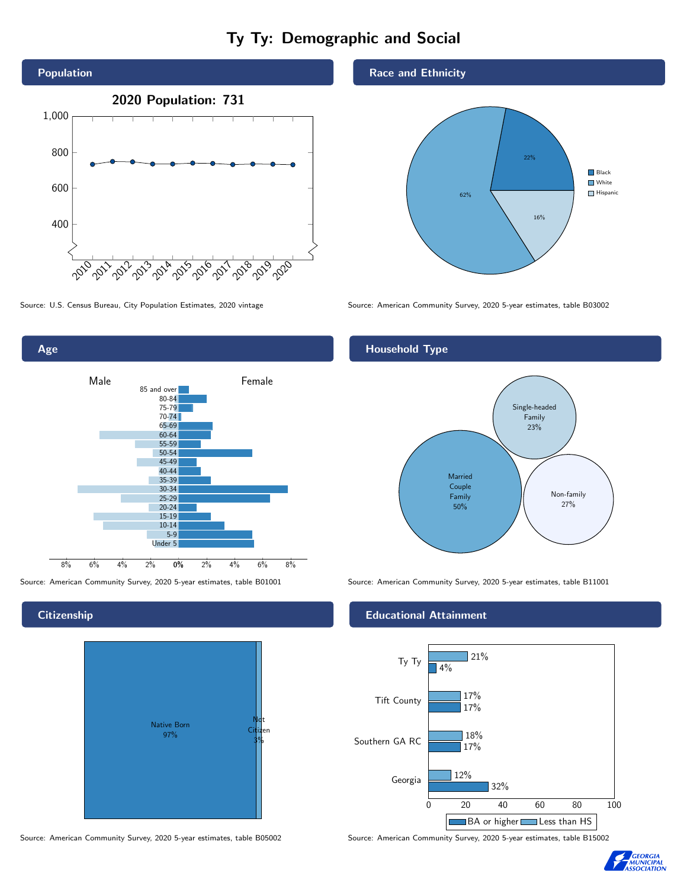# Ty Ty: Demographic and Social

## Population

**2020 Population: 731**

Source: U.S. Census Bureau, City Population Estimates, 2020 vintage

## Race and Ethnicity

| Race/Ethnicity | Percent |
|---|---|
| Black | 22% |
| White | 62% |
| Hispanic | 16% |

Source: American Community Survey, 2020 5-year estimates, table B03002

## Age

Source: American Community Survey, 2020 5-year estimates, table B01001

## Household Type

| Household Type | Percent |
|---|---|
| Married Couple Family | 50% |
| Single-headed Family | 23% |
| Non-family | 27% |

Source: American Community Survey, 2020 5-year estimates, table B11001

## Citizenship

| Status | Percent |
|---|---|
| Native Born | 97% |
| Not Citizen | 3% |

Source: American Community Survey, 2020 5-year estimates, table B05002

## Educational Attainment

| Area | Less than HS | BA or higher |
|---|---|---|
| Ty Ty | 21% | 4% |
| Tift County | 17% | 17% |
| Southern GA RC | 18% | 17% |
| Georgia | 12% | 32% |

Source: American Community Survey, 2020 5-year estimates, table B15002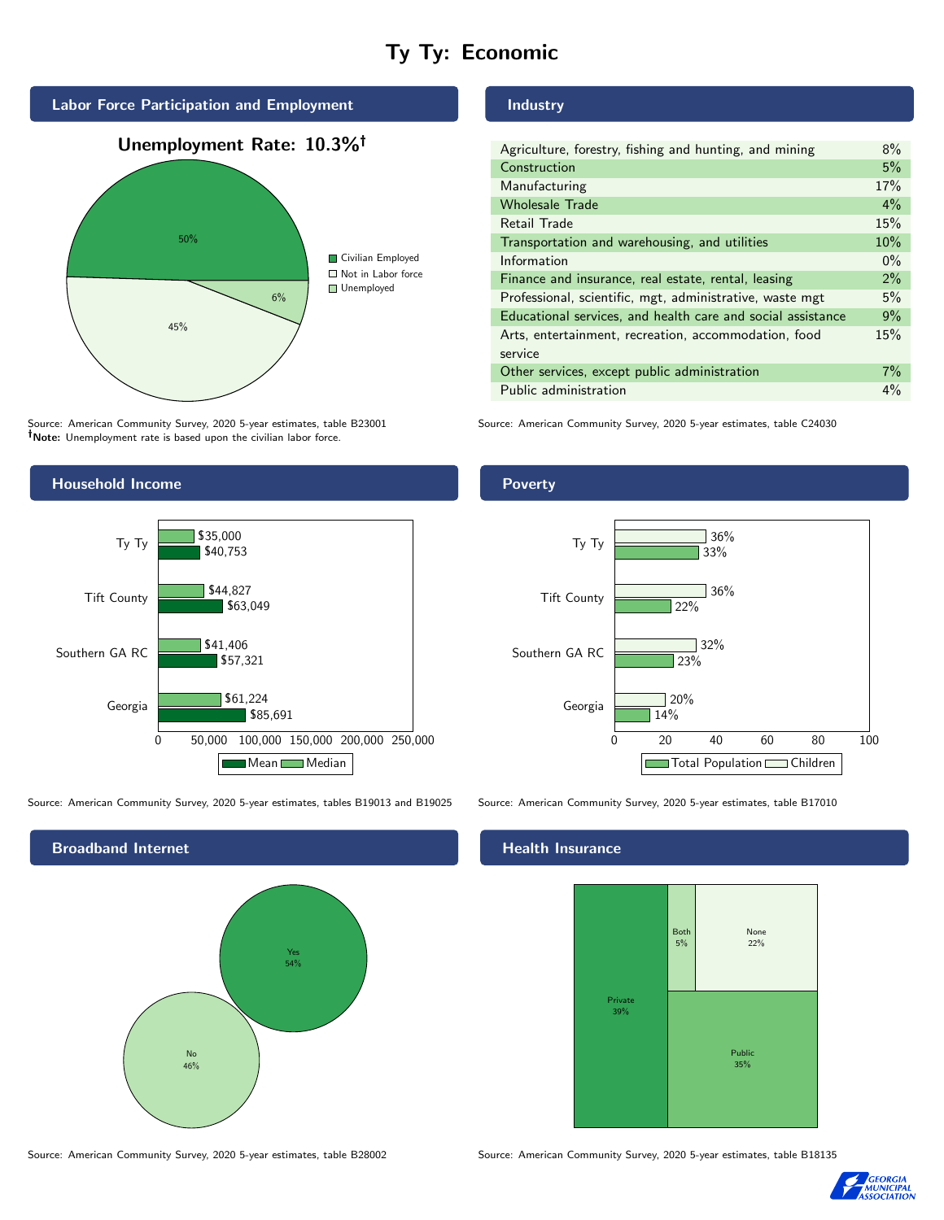# Ty Ty: Economic

## Labor Force Participation and Employment

**Unemployment Rate: 10.3%†**

| Category | Percent |
|---|---|
| Civilian Employed | 50% |
| Not in Labor force | 45% |
| Unemployed | 6% |

Source: American Community Survey, 2020 5-year estimates, table B23001
**†Note:** Unemployment rate is based upon the civilian labor force.

## Industry

| Industry | Percent |
|---|---|
| Agriculture, forestry, fishing and hunting, and mining | 8% |
| Construction | 5% |
| Manufacturing | 17% |
| Wholesale Trade | 4% |
| Retail Trade | 15% |
| Transportation and warehousing, and utilities | 10% |
| Information | 0% |
| Finance and insurance, real estate, rental, leasing | 2% |
| Professional, scientific, mgt, administrative, waste mgt | 5% |
| Educational services, and health care and social assistance | 9% |
| Arts, entertainment, recreation, accommodation, food service | 15% |
| Other services, except public administration | 7% |
| Public administration | 4% |

Source: American Community Survey, 2020 5-year estimates, table C24030

## Household Income

| | Median | Mean |
|---|---|---|
| Ty Ty | $35,000 | $40,753 |
| Tift County | $44,827 | $63,049 |
| Southern GA RC | $41,406 | $57,321 |
| Georgia | $61,224 | $85,691 |

Source: American Community Survey, 2020 5-year estimates, tables B19013 and B19025

## Poverty

| | Children | Total Population |
|---|---|---|
| Ty Ty | 36% | 33% |
| Tift County | 36% | 22% |
| Southern GA RC | 32% | 23% |
| Georgia | 20% | 14% |

Source: American Community Survey, 2020 5-year estimates, table B17010

## Broadband Internet

| Response | Percent |
|---|---|
| Yes | 54% |
| No | 46% |

Source: American Community Survey, 2020 5-year estimates, table B28002

## Health Insurance

| Type | Percent |
|---|---|
| Private | 39% |
| Both | 5% |
| None | 22% |
| Public | 35% |

Source: American Community Survey, 2020 5-year estimates, table B18135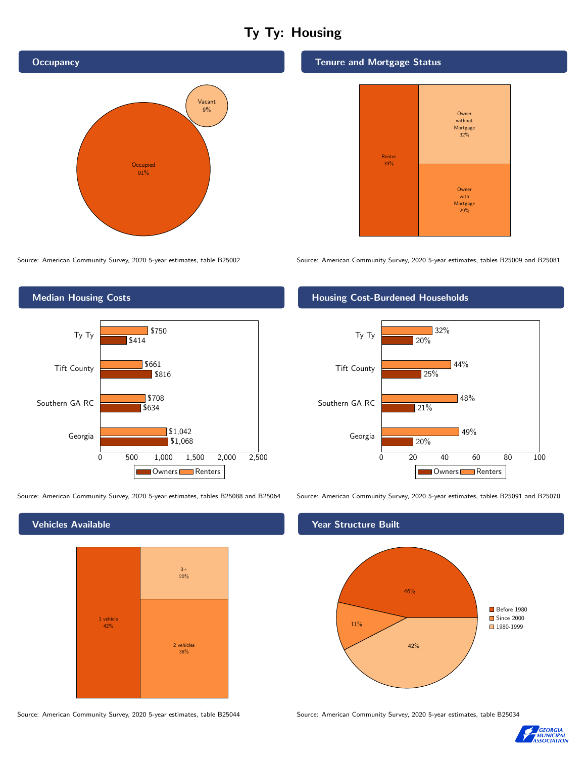# Ty Ty: Housing

## Occupancy

Vacant
9%

Occupied
91%

Source: American Community Survey, 2020 5-year estimates, table B25002

## Tenure and Mortgage Status

Renter
39%

Owner
without
Mortgage
32%

Owner
with
Mortgage
29%

Source: American Community Survey, 2020 5-year estimates, tables B25009 and B25081

## Median Housing Costs

Ty Ty
$750
$414

Tift County
$661
$816

Southern GA RC
$708
$634

Georgia
$1,042
$1,068

0 500 1,000 1,500 2,000 2,500

Owners Renters

Source: American Community Survey, 2020 5-year estimates, tables B25088 and B25064

## Housing Cost-Burdened Households

Ty Ty
32%
20%

Tift County
44%
25%

Southern GA RC
48%
21%

Georgia
49%
20%

0 20 40 60 80 100

Owners Renters

Source: American Community Survey, 2020 5-year estimates, tables B25091 and B25070

## Vehicles Available

1 vehicle
42%

3+
20%

2 vehicles
38%

Source: American Community Survey, 2020 5-year estimates, table B25044

## Year Structure Built

46%

11%

42%

Before 1980
Since 2000
1980-1999

Source: American Community Survey, 2020 5-year estimates, table B25034